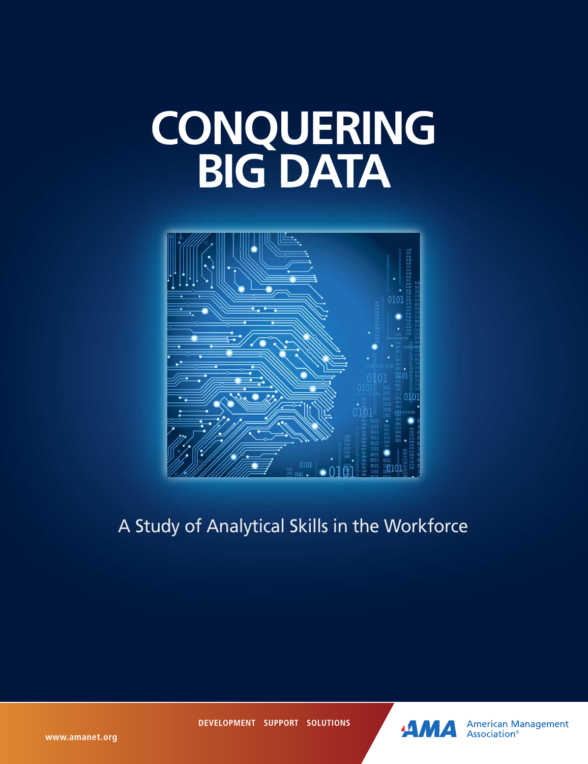# CONQUERING BIG DATA

A Study of Analytical Skills in the Workforce

DEVELOPMENT SUPPORT SOLUTIONS

www.amanet.org

AMA American Management Association®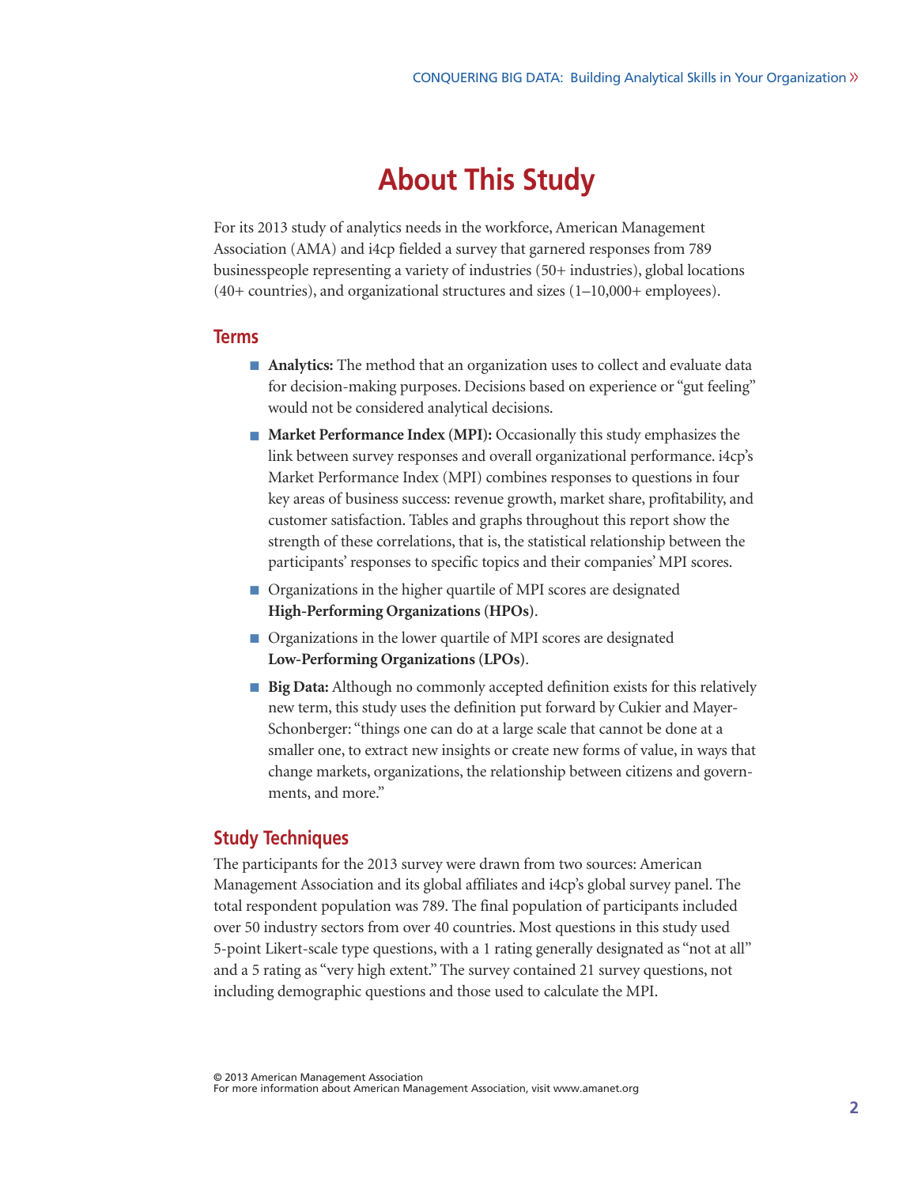# About This Study

For its 2013 study of analytics needs in the workforce, American Management Association (AMA) and i4cp fielded a survey that garnered responses from 789 businesspeople representing a variety of industries (50+ industries), global locations (40+ countries), and organizational structures and sizes (1–10,000+ employees).

## Terms

- **Analytics:** The method that an organization uses to collect and evaluate data for decision-making purposes. Decisions based on experience or "gut feeling" would not be considered analytical decisions.
- **Market Performance Index (MPI):** Occasionally this study emphasizes the link between survey responses and overall organizational performance. i4cp's Market Performance Index (MPI) combines responses to questions in four key areas of business success: revenue growth, market share, profitability, and customer satisfaction. Tables and graphs throughout this report show the strength of these correlations, that is, the statistical relationship between the participants' responses to specific topics and their companies' MPI scores.
- Organizations in the higher quartile of MPI scores are designated **High-Performing Organizations (HPOs)**.
- Organizations in the lower quartile of MPI scores are designated **Low-Performing Organizations (LPOs)**.
- **Big Data:** Although no commonly accepted definition exists for this relatively new term, this study uses the definition put forward by Cukier and Mayer-Schonberger: "things one can do at a large scale that cannot be done at a smaller one, to extract new insights or create new forms of value, in ways that change markets, organizations, the relationship between citizens and governments, and more."

## Study Techniques

The participants for the 2013 survey were drawn from two sources: American Management Association and its global affiliates and i4cp's global survey panel. The total respondent population was 789. The final population of participants included over 50 industry sectors from over 40 countries. Most questions in this study used 5-point Likert-scale type questions, with a 1 rating generally designated as "not at all" and a 5 rating as "very high extent." The survey contained 21 survey questions, not including demographic questions and those used to calculate the MPI.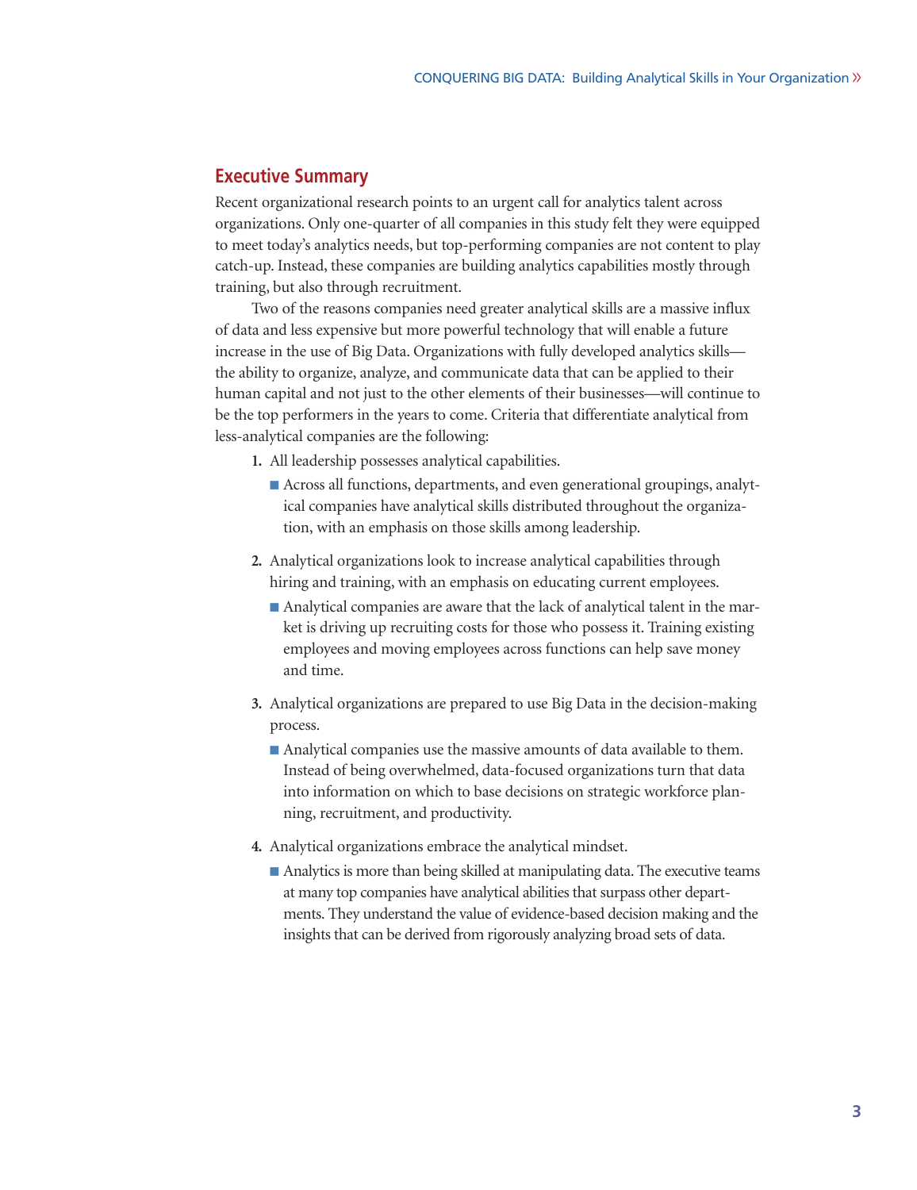## Executive Summary

Recent organizational research points to an urgent call for analytics talent across organizations. Only one-quarter of all companies in this study felt they were equipped to meet today's analytics needs, but top-performing companies are not content to play catch-up. Instead, these companies are building analytics capabilities mostly through training, but also through recruitment.

Two of the reasons companies need greater analytical skills are a massive influx of data and less expensive but more powerful technology that will enable a future increase in the use of Big Data. Organizations with fully developed analytics skills—the ability to organize, analyze, and communicate data that can be applied to their human capital and not just to the other elements of their businesses—will continue to be the top performers in the years to come. Criteria that differentiate analytical from less-analytical companies are the following:

1. All leadership possesses analytical capabilities.
   - Across all functions, departments, and even generational groupings, analytical companies have analytical skills distributed throughout the organization, with an emphasis on those skills among leadership.
2. Analytical organizations look to increase analytical capabilities through hiring and training, with an emphasis on educating current employees.
   - Analytical companies are aware that the lack of analytical talent in the market is driving up recruiting costs for those who possess it. Training existing employees and moving employees across functions can help save money and time.
3. Analytical organizations are prepared to use Big Data in the decision-making process.
   - Analytical companies use the massive amounts of data available to them. Instead of being overwhelmed, data-focused organizations turn that data into information on which to base decisions on strategic workforce planning, recruitment, and productivity.
4. Analytical organizations embrace the analytical mindset.
   - Analytics is more than being skilled at manipulating data. The executive teams at many top companies have analytical abilities that surpass other departments. They understand the value of evidence-based decision making and the insights that can be derived from rigorously analyzing broad sets of data.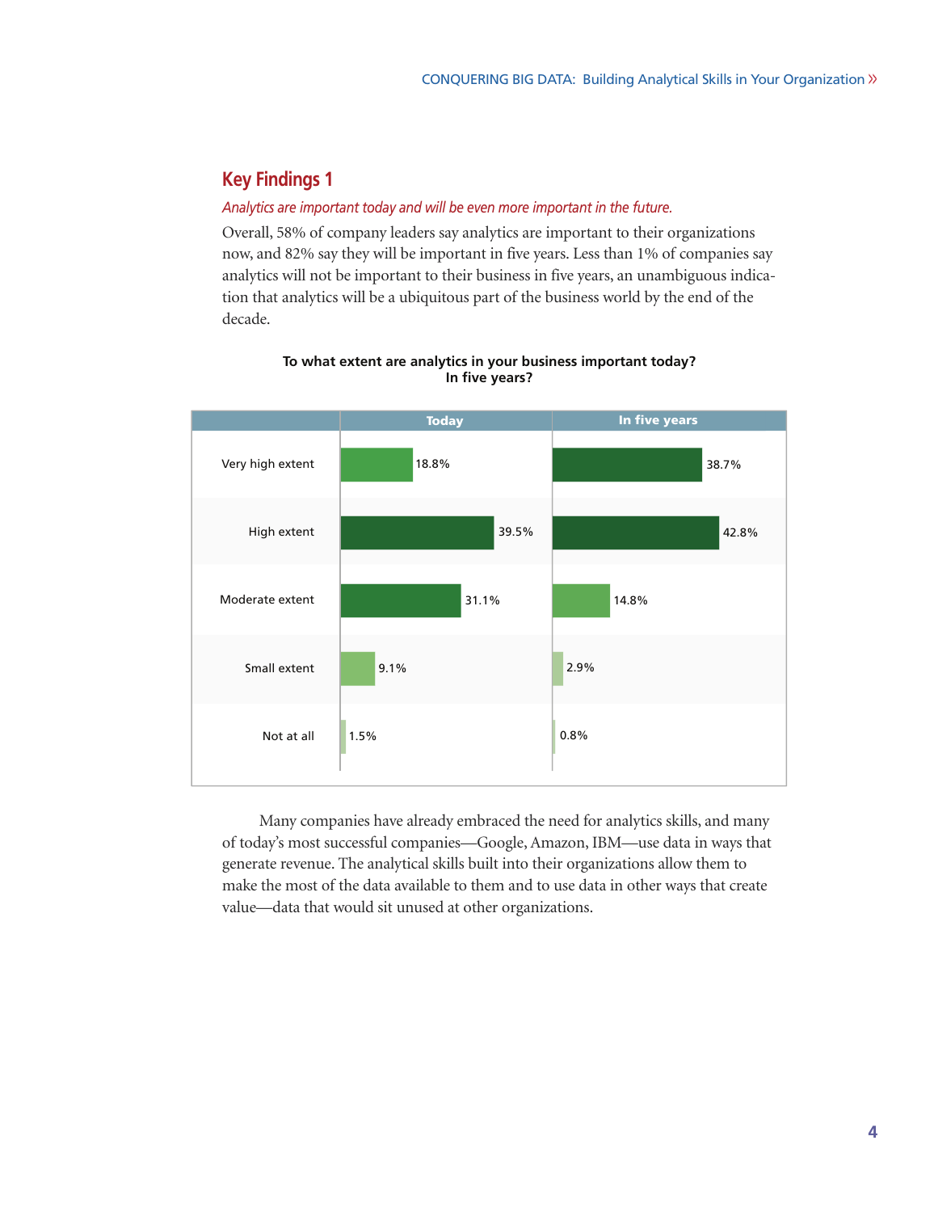## Key Findings 1

*Analytics are important today and will be even more important in the future.*

Overall, 58% of company leaders say analytics are important to their organizations now, and 82% say they will be important in five years. Less than 1% of companies say analytics will not be important to their business in five years, an unambiguous indication that analytics will be a ubiquitous part of the business world by the end of the decade.

**To what extent are analytics in your business important today? In five years?**

| | Today | In five years |
|---|---|---|
| Very high extent | 18.8% | 38.7% |
| High extent | 39.5% | 42.8% |
| Moderate extent | 31.1% | 14.8% |
| Small extent | 9.1% | 2.9% |
| Not at all | 1.5% | 0.8% |

Many companies have already embraced the need for analytics skills, and many of today's most successful companies—Google, Amazon, IBM—use data in ways that generate revenue. The analytical skills built into their organizations allow them to make the most of the data available to them and to use data in other ways that create value—data that would sit unused at other organizations.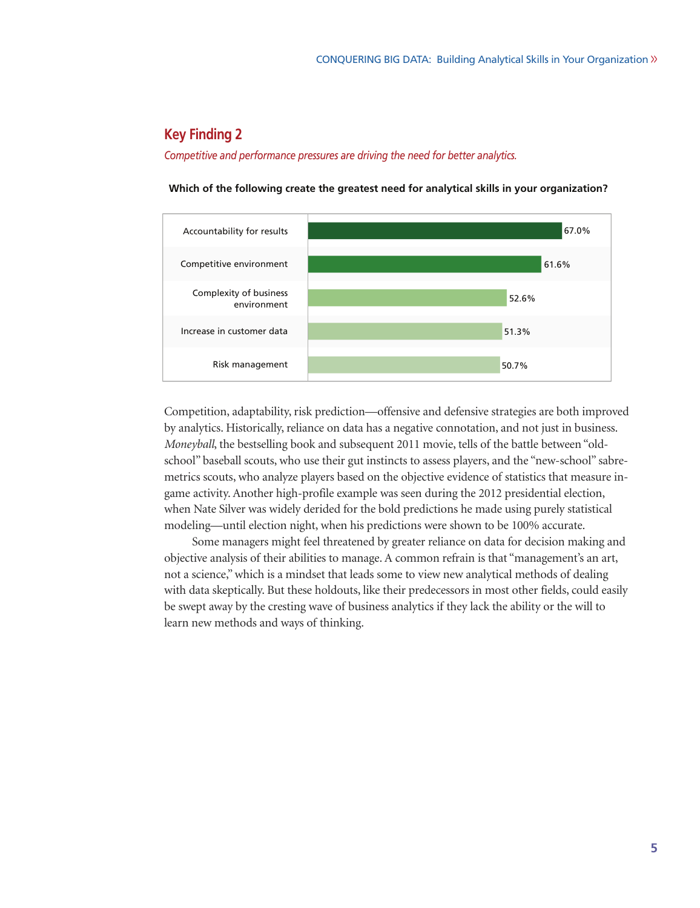## Key Finding 2

*Competitive and performance pressures are driving the need for better analytics.*

**Which of the following create the greatest need for analytical skills in your organization?**

| Factor | Percentage |
|---|---|
| Accountability for results | 67.0% |
| Competitive environment | 61.6% |
| Complexity of business environment | 52.6% |
| Increase in customer data | 51.3% |
| Risk management | 50.7% |

Competition, adaptability, risk prediction—offensive and defensive strategies are both improved by analytics. Historically, reliance on data has a negative connotation, and not just in business. *Moneyball*, the bestselling book and subsequent 2011 movie, tells of the battle between "old-school" baseball scouts, who use their gut instincts to assess players, and the "new-school" sabre-metrics scouts, who analyze players based on the objective evidence of statistics that measure in-game activity. Another high-profile example was seen during the 2012 presidential election, when Nate Silver was widely derided for the bold predictions he made using purely statistical modeling—until election night, when his predictions were shown to be 100% accurate.

Some managers might feel threatened by greater reliance on data for decision making and objective analysis of their abilities to manage. A common refrain is that "management's an art, not a science," which is a mindset that leads some to view new analytical methods of dealing with data skeptically. But these holdouts, like their predecessors in most other fields, could easily be swept away by the cresting wave of business analytics if they lack the ability or the will to learn new methods and ways of thinking.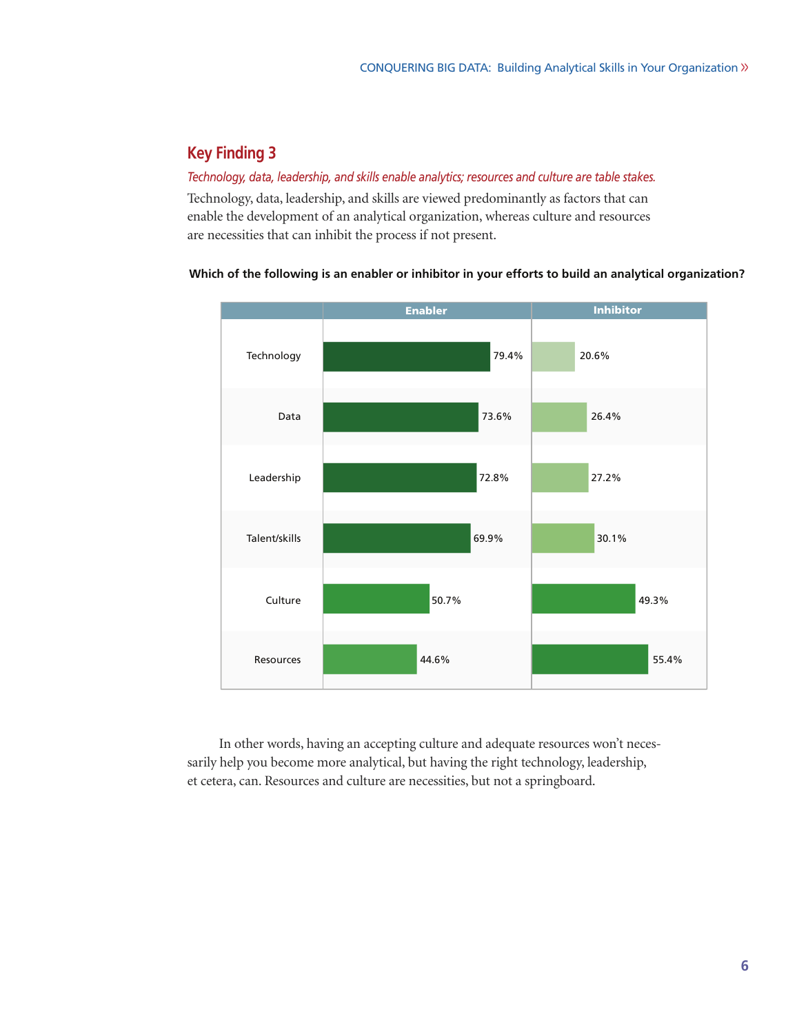## Key Finding 3

*Technology, data, leadership, and skills enable analytics; resources and culture are table stakes.*

Technology, data, leadership, and skills are viewed predominantly as factors that can enable the development of an analytical organization, whereas culture and resources are necessities that can inhibit the process if not present.

**Which of the following is an enabler or inhibitor in your efforts to build an analytical organization?**

| | Enabler | Inhibitor |
|---|---|---|
| Technology | 79.4% | 20.6% |
| Data | 73.6% | 26.4% |
| Leadership | 72.8% | 27.2% |
| Talent/skills | 69.9% | 30.1% |
| Culture | 50.7% | 49.3% |
| Resources | 44.6% | 55.4% |

In other words, having an accepting culture and adequate resources won't necessarily help you become more analytical, but having the right technology, leadership, et cetera, can. Resources and culture are necessities, but not a springboard.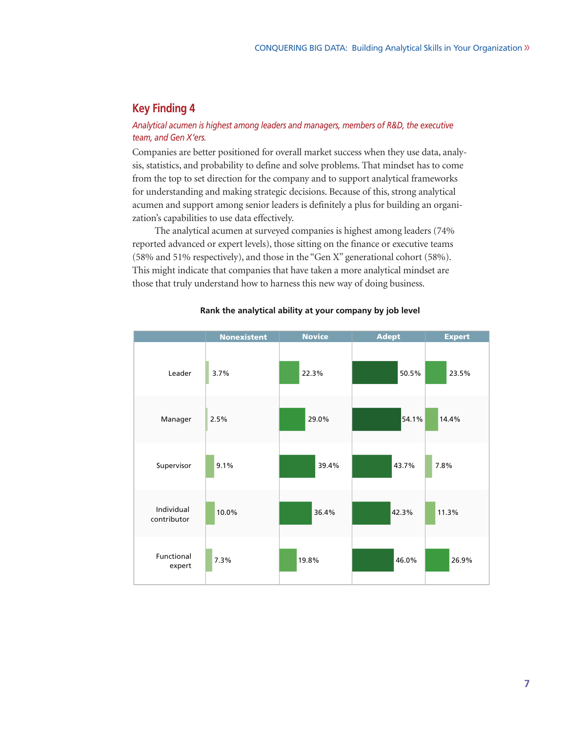## Key Finding 4

*Analytical acumen is highest among leaders and managers, members of R&D, the executive team, and Gen X'ers.*

Companies are better positioned for overall market success when they use data, analysis, statistics, and probability to define and solve problems. That mindset has to come from the top to set direction for the company and to support analytical frameworks for understanding and making strategic decisions. Because of this, strong analytical acumen and support among senior leaders is definitely a plus for building an organization's capabilities to use data effectively.

The analytical acumen at surveyed companies is highest among leaders (74% reported advanced or expert levels), those sitting on the finance or executive teams (58% and 51% respectively), and those in the "Gen X" generational cohort (58%). This might indicate that companies that have taken a more analytical mindset are those that truly understand how to harness this new way of doing business.

**Rank the analytical ability at your company by job level**

| | Nonexistent | Novice | Adept | Expert |
|---|---|---|---|---|
| Leader | 3.7% | 22.3% | 50.5% | 23.5% |
| Manager | 2.5% | 29.0% | 54.1% | 14.4% |
| Supervisor | 9.1% | 39.4% | 43.7% | 7.8% |
| Individual contributor | 10.0% | 36.4% | 42.3% | 11.3% |
| Functional expert | 7.3% | 19.8% | 46.0% | 26.9% |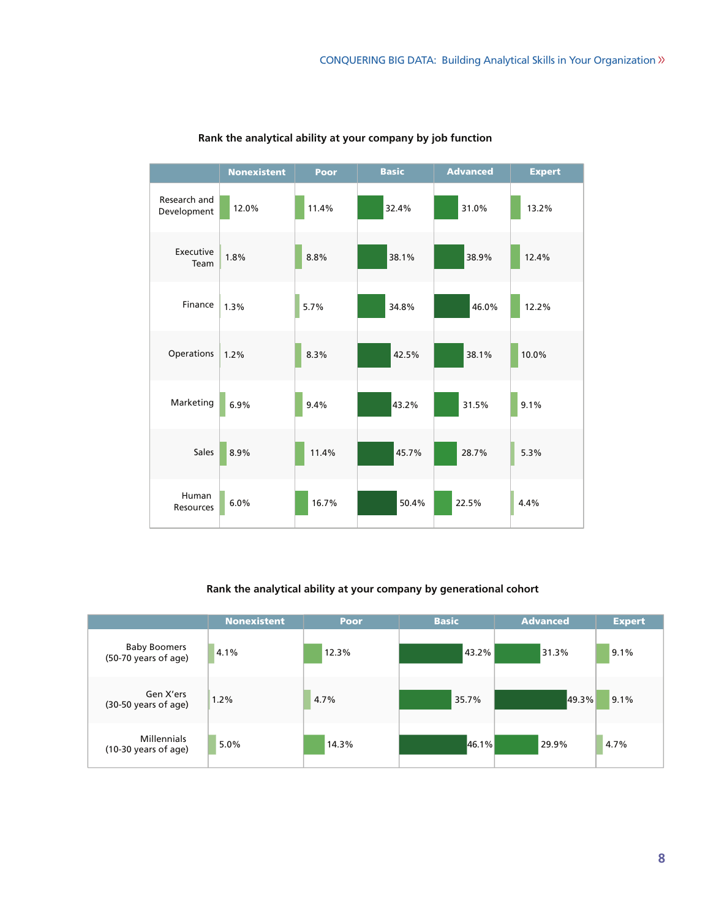**Rank the analytical ability at your company by job function**

| | Nonexistent | Poor | Basic | Advanced | Expert |
|---|---|---|---|---|---|
| Research and Development | 12.0% | 11.4% | 32.4% | 31.0% | 13.2% |
| Executive Team | 1.8% | 8.8% | 38.1% | 38.9% | 12.4% |
| Finance | 1.3% | 5.7% | 34.8% | 46.0% | 12.2% |
| Operations | 1.2% | 8.3% | 42.5% | 38.1% | 10.0% |
| Marketing | 6.9% | 9.4% | 43.2% | 31.5% | 9.1% |
| Sales | 8.9% | 11.4% | 45.7% | 28.7% | 5.3% |
| Human Resources | 6.0% | 16.7% | 50.4% | 22.5% | 4.4% |

**Rank the analytical ability at your company by generational cohort**

| | Nonexistent | Poor | Basic | Advanced | Expert |
|---|---|---|---|---|---|
| Baby Boomers (50-70 years of age) | 4.1% | 12.3% | 43.2% | 31.3% | 9.1% |
| Gen X'ers (30-50 years of age) | 1.2% | 4.7% | 35.7% | 49.3% | 9.1% |
| Millennials (10-30 years of age) | 5.0% | 14.3% | 46.1% | 29.9% | 4.7% |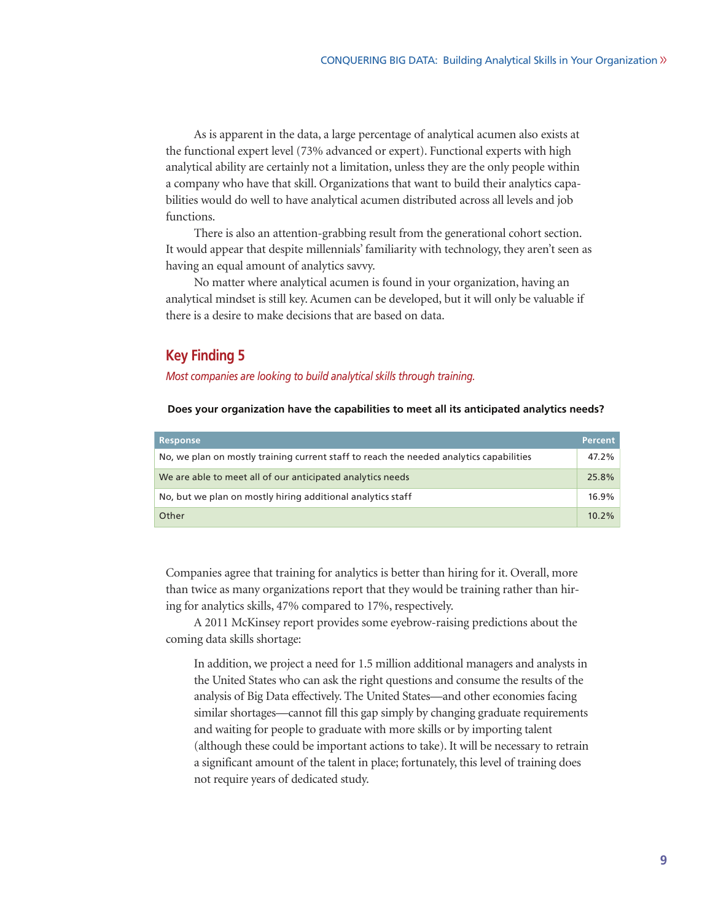As is apparent in the data, a large percentage of analytical acumen also exists at the functional expert level (73% advanced or expert). Functional experts with high analytical ability are certainly not a limitation, unless they are the only people within a company who have that skill. Organizations that want to build their analytics capabilities would do well to have analytical acumen distributed across all levels and job functions.

There is also an attention-grabbing result from the generational cohort section. It would appear that despite millennials' familiarity with technology, they aren't seen as having an equal amount of analytics savvy.

No matter where analytical acumen is found in your organization, having an analytical mindset is still key. Acumen can be developed, but it will only be valuable if there is a desire to make decisions that are based on data.

## Key Finding 5

*Most companies are looking to build analytical skills through training.*

**Does your organization have the capabilities to meet all its anticipated analytics needs?**

| Response | Percent |
|---|---|
| No, we plan on mostly training current staff to reach the needed analytics capabilities | 47.2% |
| We are able to meet all of our anticipated analytics needs | 25.8% |
| No, but we plan on mostly hiring additional analytics staff | 16.9% |
| Other | 10.2% |

Companies agree that training for analytics is better than hiring for it. Overall, more than twice as many organizations report that they would be training rather than hiring for analytics skills, 47% compared to 17%, respectively.

A 2011 McKinsey report provides some eyebrow-raising predictions about the coming data skills shortage:

> In addition, we project a need for 1.5 million additional managers and analysts in the United States who can ask the right questions and consume the results of the analysis of Big Data effectively. The United States—and other economies facing similar shortages—cannot fill this gap simply by changing graduate requirements and waiting for people to graduate with more skills or by importing talent (although these could be important actions to take). It will be necessary to retrain a significant amount of the talent in place; fortunately, this level of training does not require years of dedicated study.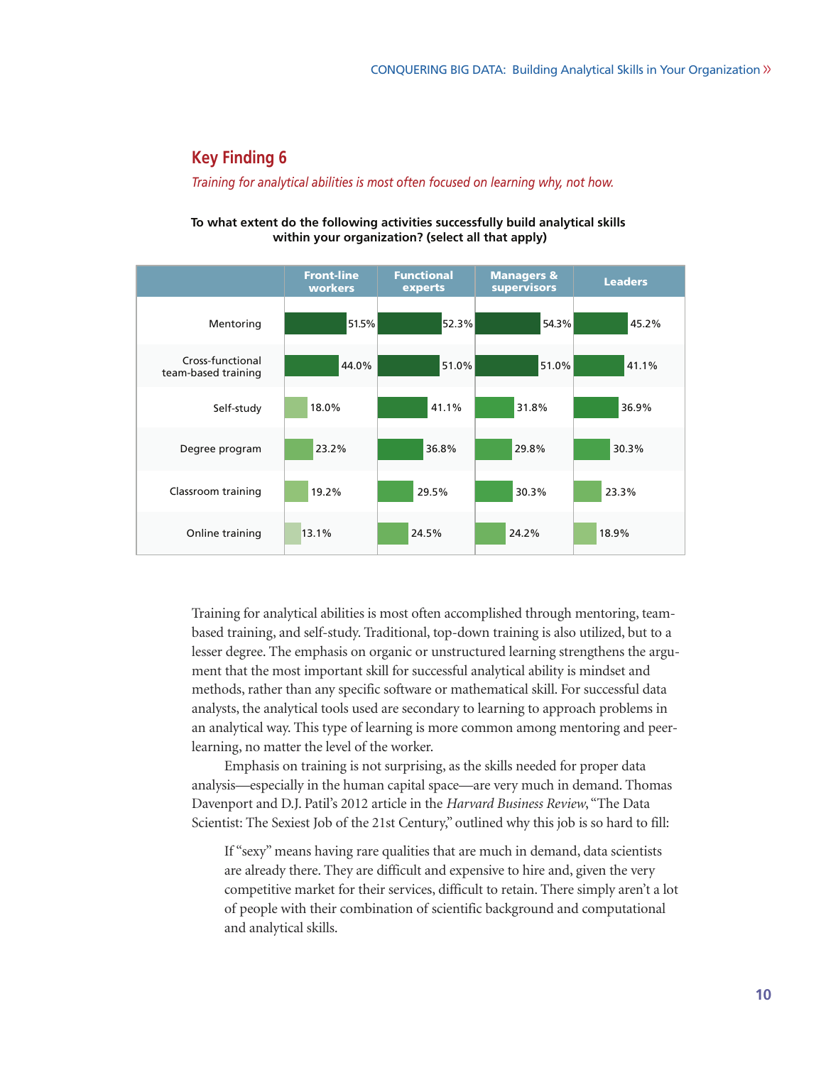## Key Finding 6

*Training for analytical abilities is most often focused on learning why, not how.*

**To what extent do the following activities successfully build analytical skills within your organization? (select all that apply)**

| | Front-line workers | Functional experts | Managers & supervisors | Leaders |
|---|---|---|---|---|
| Mentoring | 51.5% | 52.3% | 54.3% | 45.2% |
| Cross-functional team-based training | 44.0% | 51.0% | 51.0% | 41.1% |
| Self-study | 18.0% | 41.1% | 31.8% | 36.9% |
| Degree program | 23.2% | 36.8% | 29.8% | 30.3% |
| Classroom training | 19.2% | 29.5% | 30.3% | 23.3% |
| Online training | 13.1% | 24.5% | 24.2% | 18.9% |

Training for analytical abilities is most often accomplished through mentoring, team-based training, and self-study. Traditional, top-down training is also utilized, but to a lesser degree. The emphasis on organic or unstructured learning strengthens the argument that the most important skill for successful analytical ability is mindset and methods, rather than any specific software or mathematical skill. For successful data analysts, the analytical tools used are secondary to learning to approach problems in an analytical way. This type of learning is more common among mentoring and peer-learning, no matter the level of the worker.

Emphasis on training is not surprising, as the skills needed for proper data analysis—especially in the human capital space—are very much in demand. Thomas Davenport and D.J. Patil's 2012 article in the *Harvard Business Review*, "The Data Scientist: The Sexiest Job of the 21st Century," outlined why this job is so hard to fill:

> If "sexy" means having rare qualities that are much in demand, data scientists are already there. They are difficult and expensive to hire and, given the very competitive market for their services, difficult to retain. There simply aren't a lot of people with their combination of scientific background and computational and analytical skills.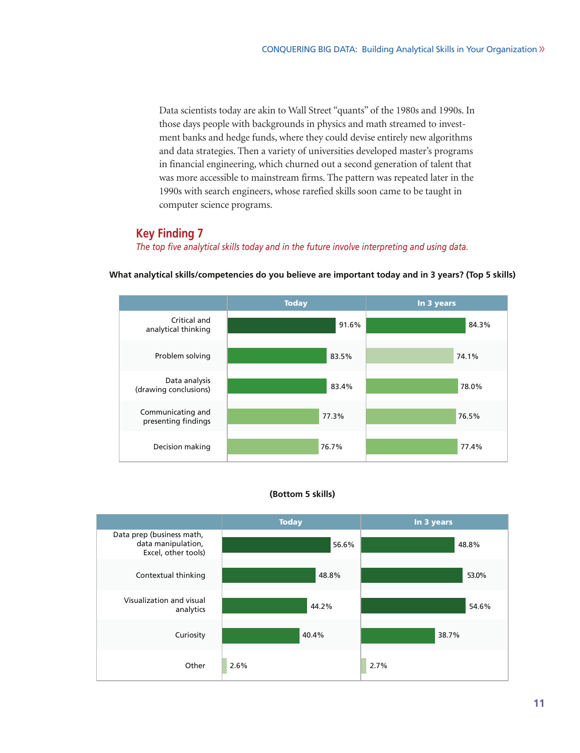Data scientists today are akin to Wall Street "quants" of the 1980s and 1990s. In those days people with backgrounds in physics and math streamed to investment banks and hedge funds, where they could devise entirely new algorithms and data strategies. Then a variety of universities developed master's programs in financial engineering, which churned out a second generation of talent that was more accessible to mainstream firms. The pattern was repeated later in the 1990s with search engineers, whose rarefied skills soon came to be taught in computer science programs.

## Key Finding 7

*The top five analytical skills today and in the future involve interpreting and using data.*

**What analytical skills/competencies do you believe are important today and in 3 years? (Top 5 skills)**

| | Today | In 3 years |
|---|---|---|
| Critical and analytical thinking | 91.6% | 84.3% |
| Problem solving | 83.5% | 74.1% |
| Data analysis (drawing conclusions) | 83.4% | 78.0% |
| Communicating and presenting findings | 77.3% | 76.5% |
| Decision making | 76.7% | 77.4% |

**(Bottom 5 skills)**

| | Today | In 3 years |
|---|---|---|
| Data prep (business math, data manipulation, Excel, other tools) | 56.6% | 48.8% |
| Contextual thinking | 48.8% | 53.0% |
| Visualization and visual analytics | 44.2% | 54.6% |
| Curiosity | 40.4% | 38.7% |
| Other | 2.6% | 2.7% |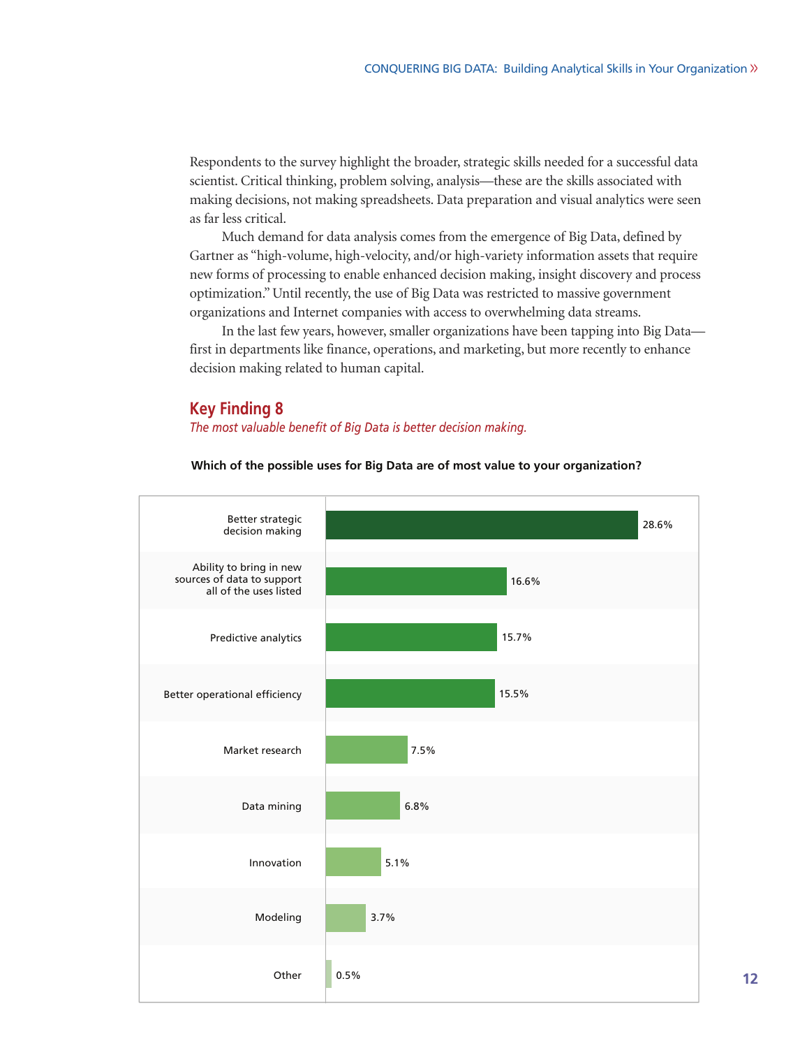Respondents to the survey highlight the broader, strategic skills needed for a successful data scientist. Critical thinking, problem solving, analysis—these are the skills associated with making decisions, not making spreadsheets. Data preparation and visual analytics were seen as far less critical.

Much demand for data analysis comes from the emergence of Big Data, defined by Gartner as "high-volume, high-velocity, and/or high-variety information assets that require new forms of processing to enable enhanced decision making, insight discovery and process optimization." Until recently, the use of Big Data was restricted to massive government organizations and Internet companies with access to overwhelming data streams.

In the last few years, however, smaller organizations have been tapping into Big Data—first in departments like finance, operations, and marketing, but more recently to enhance decision making related to human capital.

## Key Finding 8

*The most valuable benefit of Big Data is better decision making.*

**Which of the possible uses for Big Data are of most value to your organization?**

| Use | Percentage |
|---|---|
| Better strategic decision making | 28.6% |
| Ability to bring in new sources of data to support all of the uses listed | 16.6% |
| Predictive analytics | 15.7% |
| Better operational efficiency | 15.5% |
| Market research | 7.5% |
| Data mining | 6.8% |
| Innovation | 5.1% |
| Modeling | 3.7% |
| Other | 0.5% |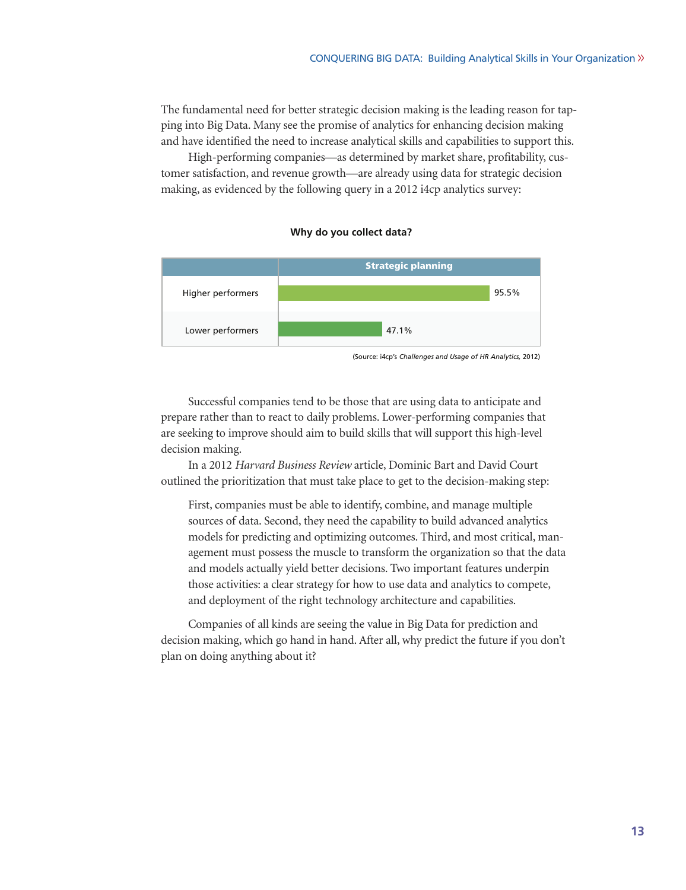The fundamental need for better strategic decision making is the leading reason for tapping into Big Data. Many see the promise of analytics for enhancing decision making and have identified the need to increase analytical skills and capabilities to support this.

High-performing companies—as determined by market share, profitability, customer satisfaction, and revenue growth—are already using data for strategic decision making, as evidenced by the following query in a 2012 i4cp analytics survey:

**Why do you collect data?**

| | Strategic planning |
|---|---|
| Higher performers | 95.5% |
| Lower performers | 47.1% |

(Source: i4cp's *Challenges and Usage of HR Analytics,* 2012)

Successful companies tend to be those that are using data to anticipate and prepare rather than to react to daily problems. Lower-performing companies that are seeking to improve should aim to build skills that will support this high-level decision making.

In a 2012 *Harvard Business Review* article, Dominic Bart and David Court outlined the prioritization that must take place to get to the decision-making step:

> First, companies must be able to identify, combine, and manage multiple sources of data. Second, they need the capability to build advanced analytics models for predicting and optimizing outcomes. Third, and most critical, management must possess the muscle to transform the organization so that the data and models actually yield better decisions. Two important features underpin those activities: a clear strategy for how to use data and analytics to compete, and deployment of the right technology architecture and capabilities.

Companies of all kinds are seeing the value in Big Data for prediction and decision making, which go hand in hand. After all, why predict the future if you don't plan on doing anything about it?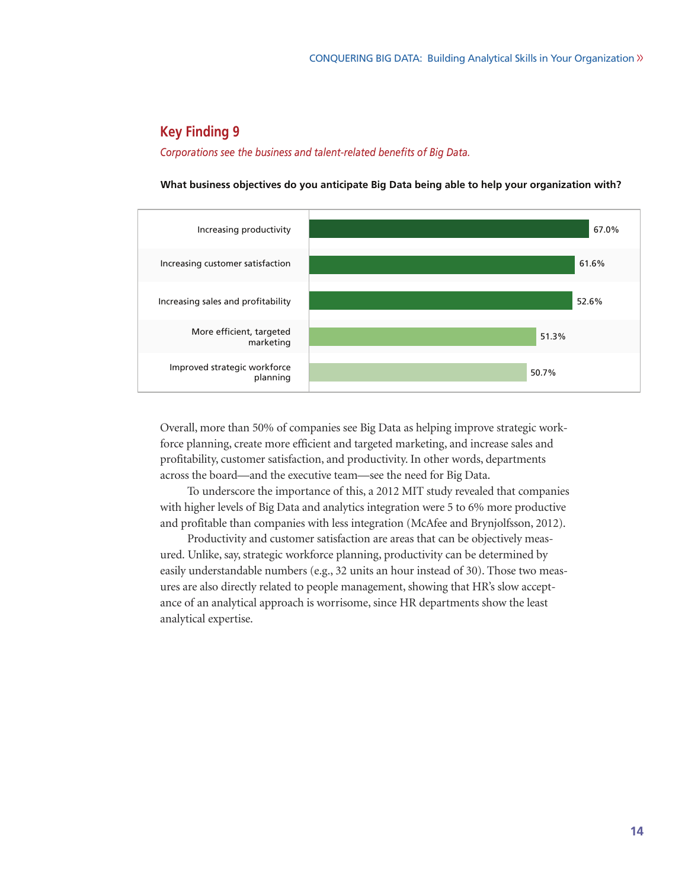## Key Finding 9

*Corporations see the business and talent-related benefits of Big Data.*

**What business objectives do you anticipate Big Data being able to help your organization with?**

| Objective | Percentage |
|---|---|
| Increasing productivity | 67.0% |
| Increasing customer satisfaction | 61.6% |
| Increasing sales and profitability | 52.6% |
| More efficient, targeted marketing | 51.3% |
| Improved strategic workforce planning | 50.7% |

Overall, more than 50% of companies see Big Data as helping improve strategic workforce planning, create more efficient and targeted marketing, and increase sales and profitability, customer satisfaction, and productivity. In other words, departments across the board—and the executive team—see the need for Big Data.

To underscore the importance of this, a 2012 MIT study revealed that companies with higher levels of Big Data and analytics integration were 5 to 6% more productive and profitable than companies with less integration (McAfee and Brynjolfsson, 2012).

Productivity and customer satisfaction are areas that can be objectively measured. Unlike, say, strategic workforce planning, productivity can be determined by easily understandable numbers (e.g., 32 units an hour instead of 30). Those two measures are also directly related to people management, showing that HR's slow acceptance of an analytical approach is worrisome, since HR departments show the least analytical expertise.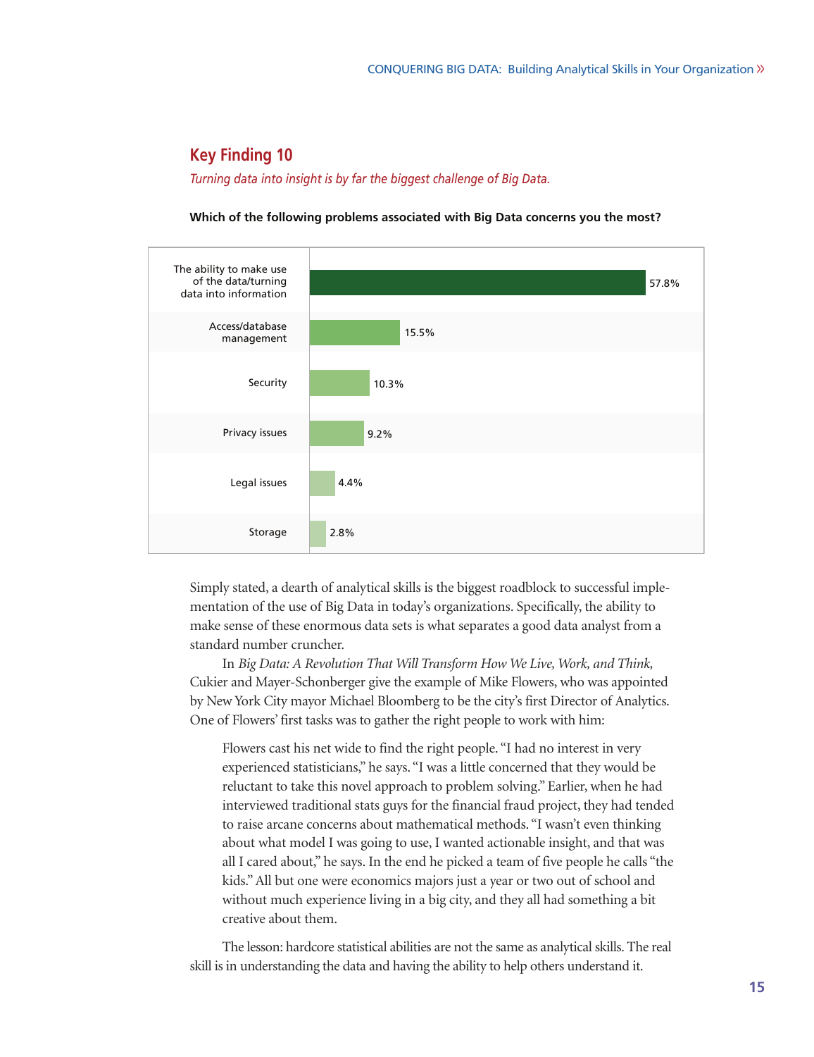## Key Finding 10

*Turning data into insight is by far the biggest challenge of Big Data.*

**Which of the following problems associated with Big Data concerns you the most?**

| Problem | Percentage |
|---|---|
| The ability to make use of the data/turning data into information | 57.8% |
| Access/database management | 15.5% |
| Security | 10.3% |
| Privacy issues | 9.2% |
| Legal issues | 4.4% |
| Storage | 2.8% |

Simply stated, a dearth of analytical skills is the biggest roadblock to successful implementation of the use of Big Data in today's organizations. Specifically, the ability to make sense of these enormous data sets is what separates a good data analyst from a standard number cruncher.

In *Big Data: A Revolution That Will Transform How We Live, Work, and Think,* Cukier and Mayer-Schonberger give the example of Mike Flowers, who was appointed by New York City mayor Michael Bloomberg to be the city's first Director of Analytics. One of Flowers' first tasks was to gather the right people to work with him:

> Flowers cast his net wide to find the right people. "I had no interest in very experienced statisticians," he says. "I was a little concerned that they would be reluctant to take this novel approach to problem solving." Earlier, when he had interviewed traditional stats guys for the financial fraud project, they had tended to raise arcane concerns about mathematical methods. "I wasn't even thinking about what model I was going to use, I wanted actionable insight, and that was all I cared about," he says. In the end he picked a team of five people he calls "the kids." All but one were economics majors just a year or two out of school and without much experience living in a big city, and they all had something a bit creative about them.

The lesson: hardcore statistical abilities are not the same as analytical skills. The real skill is in understanding the data and having the ability to help others understand it.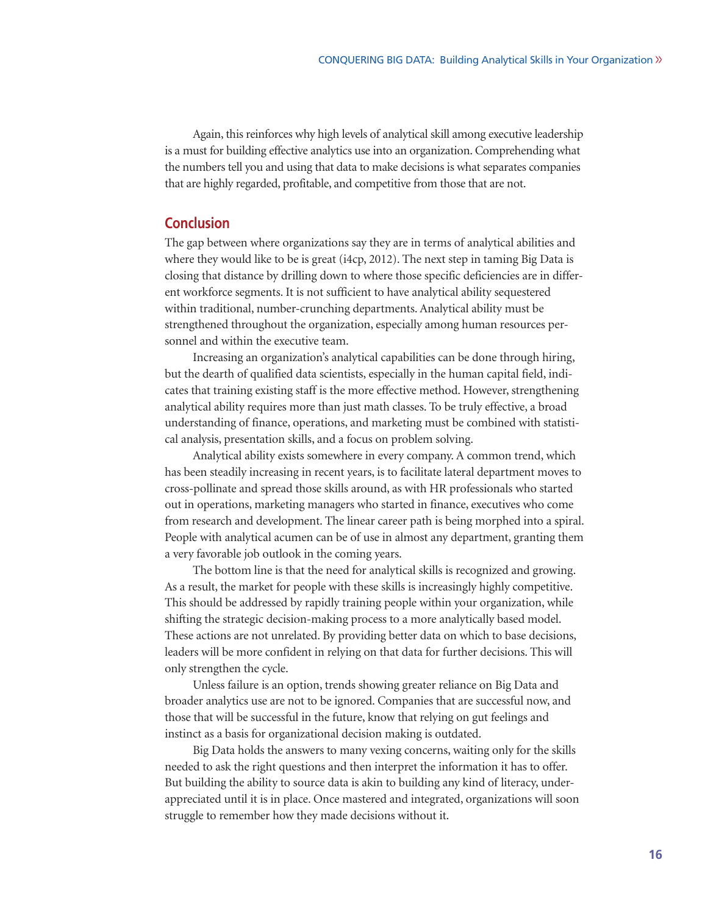Again, this reinforces why high levels of analytical skill among executive leadership is a must for building effective analytics use into an organization. Comprehending what the numbers tell you and using that data to make decisions is what separates companies that are highly regarded, profitable, and competitive from those that are not.

## Conclusion

The gap between where organizations say they are in terms of analytical abilities and where they would like to be is great (i4cp, 2012). The next step in taming Big Data is closing that distance by drilling down to where those specific deficiencies are in different workforce segments. It is not sufficient to have analytical ability sequestered within traditional, number-crunching departments. Analytical ability must be strengthened throughout the organization, especially among human resources personnel and within the executive team.

Increasing an organization's analytical capabilities can be done through hiring, but the dearth of qualified data scientists, especially in the human capital field, indicates that training existing staff is the more effective method. However, strengthening analytical ability requires more than just math classes. To be truly effective, a broad understanding of finance, operations, and marketing must be combined with statistical analysis, presentation skills, and a focus on problem solving.

Analytical ability exists somewhere in every company. A common trend, which has been steadily increasing in recent years, is to facilitate lateral department moves to cross-pollinate and spread those skills around, as with HR professionals who started out in operations, marketing managers who started in finance, executives who come from research and development. The linear career path is being morphed into a spiral. People with analytical acumen can be of use in almost any department, granting them a very favorable job outlook in the coming years.

The bottom line is that the need for analytical skills is recognized and growing. As a result, the market for people with these skills is increasingly highly competitive. This should be addressed by rapidly training people within your organization, while shifting the strategic decision-making process to a more analytically based model. These actions are not unrelated. By providing better data on which to base decisions, leaders will be more confident in relying on that data for further decisions. This will only strengthen the cycle.

Unless failure is an option, trends showing greater reliance on Big Data and broader analytics use are not to be ignored. Companies that are successful now, and those that will be successful in the future, know that relying on gut feelings and instinct as a basis for organizational decision making is outdated.

Big Data holds the answers to many vexing concerns, waiting only for the skills needed to ask the right questions and then interpret the information it has to offer. But building the ability to source data is akin to building any kind of literacy, underappreciated until it is in place. Once mastered and integrated, organizations will soon struggle to remember how they made decisions without it.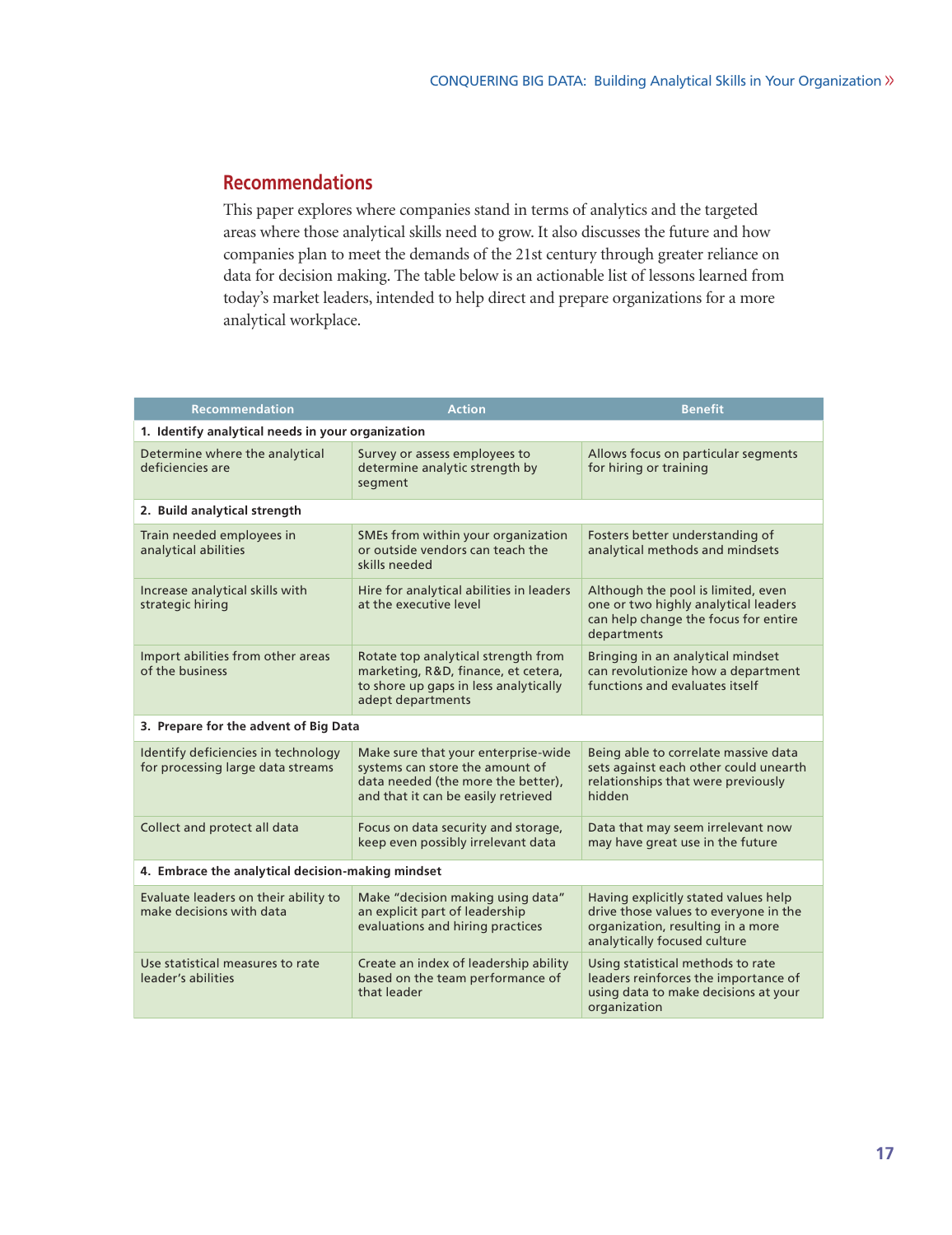## Recommendations

This paper explores where companies stand in terms of analytics and the targeted areas where those analytical skills need to grow. It also discusses the future and how companies plan to meet the demands of the 21st century through greater reliance on data for decision making. The table below is an actionable list of lessons learned from today's market leaders, intended to help direct and prepare organizations for a more analytical workplace.

| Recommendation | Action | Benefit |
|---|---|---|
| **1. Identify analytical needs in your organization** | | |
| Determine where the analytical deficiencies are | Survey or assess employees to determine analytic strength by segment | Allows focus on particular segments for hiring or training |
| **2. Build analytical strength** | | |
| Train needed employees in analytical abilities | SMEs from within your organization or outside vendors can teach the skills needed | Fosters better understanding of analytical methods and mindsets |
| Increase analytical skills with strategic hiring | Hire for analytical abilities in leaders at the executive level | Although the pool is limited, even one or two highly analytical leaders can help change the focus for entire departments |
| Import abilities from other areas of the business | Rotate top analytical strength from marketing, R&D, finance, et cetera, to shore up gaps in less analytically adept departments | Bringing in an analytical mindset can revolutionize how a department functions and evaluates itself |
| **3. Prepare for the advent of Big Data** | | |
| Identify deficiencies in technology for processing large data streams | Make sure that your enterprise-wide systems can store the amount of data needed (the more the better), and that it can be easily retrieved | Being able to correlate massive data sets against each other could unearth relationships that were previously hidden |
| Collect and protect all data | Focus on data security and storage, keep even possibly irrelevant data | Data that may seem irrelevant now may have great use in the future |
| **4. Embrace the analytical decision-making mindset** | | |
| Evaluate leaders on their ability to make decisions with data | Make "decision making using data" an explicit part of leadership evaluations and hiring practices | Having explicitly stated values help drive those values to everyone in the organization, resulting in a more analytically focused culture |
| Use statistical measures to rate leader's abilities | Create an index of leadership ability based on the team performance of that leader | Using statistical methods to rate leaders reinforces the importance of using data to make decisions at your organization |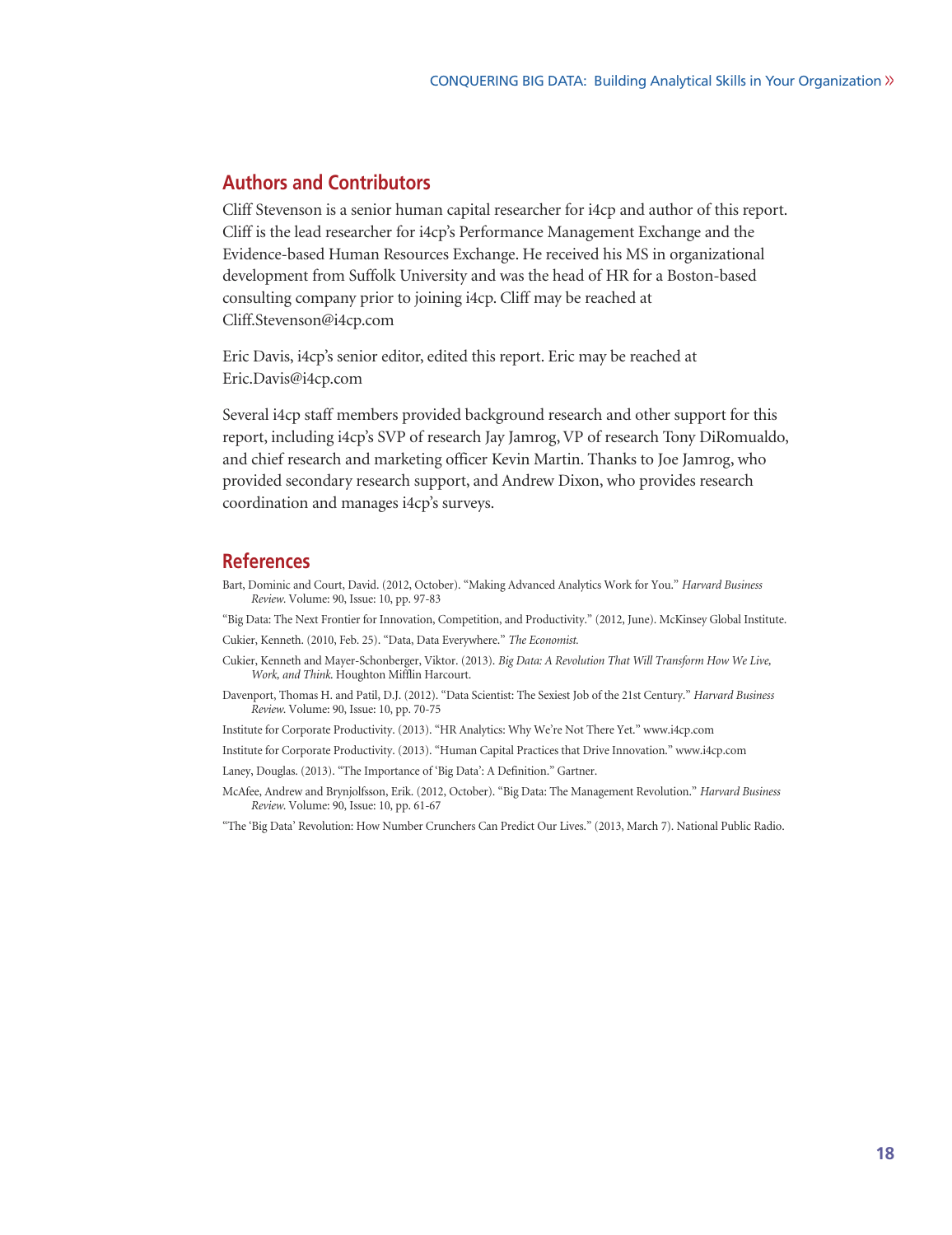## Authors and Contributors

Cliff Stevenson is a senior human capital researcher for i4cp and author of this report. Cliff is the lead researcher for i4cp's Performance Management Exchange and the Evidence-based Human Resources Exchange. He received his MS in organizational development from Suffolk University and was the head of HR for a Boston-based consulting company prior to joining i4cp. Cliff may be reached at Cliff.Stevenson@i4cp.com

Eric Davis, i4cp's senior editor, edited this report. Eric may be reached at Eric.Davis@i4cp.com

Several i4cp staff members provided background research and other support for this report, including i4cp's SVP of research Jay Jamrog, VP of research Tony DiRomualdo, and chief research and marketing officer Kevin Martin. Thanks to Joe Jamrog, who provided secondary research support, and Andrew Dixon, who provides research coordination and manages i4cp's surveys.

## References

Bart, Dominic and Court, David. (2012, October). "Making Advanced Analytics Work for You." *Harvard Business Review*. Volume: 90, Issue: 10, pp. 97-83

"Big Data: The Next Frontier for Innovation, Competition, and Productivity." (2012, June). McKinsey Global Institute.

Cukier, Kenneth. (2010, Feb. 25). "Data, Data Everywhere." *The Economist*.

Cukier, Kenneth and Mayer-Schonberger, Viktor. (2013). *Big Data: A Revolution That Will Transform How We Live, Work, and Think*. Houghton Mifflin Harcourt.

Davenport, Thomas H. and Patil, D.J. (2012). "Data Scientist: The Sexiest Job of the 21st Century." *Harvard Business Review*. Volume: 90, Issue: 10, pp. 70-75

Institute for Corporate Productivity. (2013). "HR Analytics: Why We're Not There Yet." www.i4cp.com

Institute for Corporate Productivity. (2013). "Human Capital Practices that Drive Innovation." www.i4cp.com

Laney, Douglas. (2013). "The Importance of 'Big Data': A Definition." Gartner.

McAfee, Andrew and Brynjolfsson, Erik. (2012, October). "Big Data: The Management Revolution." *Harvard Business Review*. Volume: 90, Issue: 10, pp. 61-67

"The 'Big Data' Revolution: How Number Crunchers Can Predict Our Lives." (2013, March 7). National Public Radio.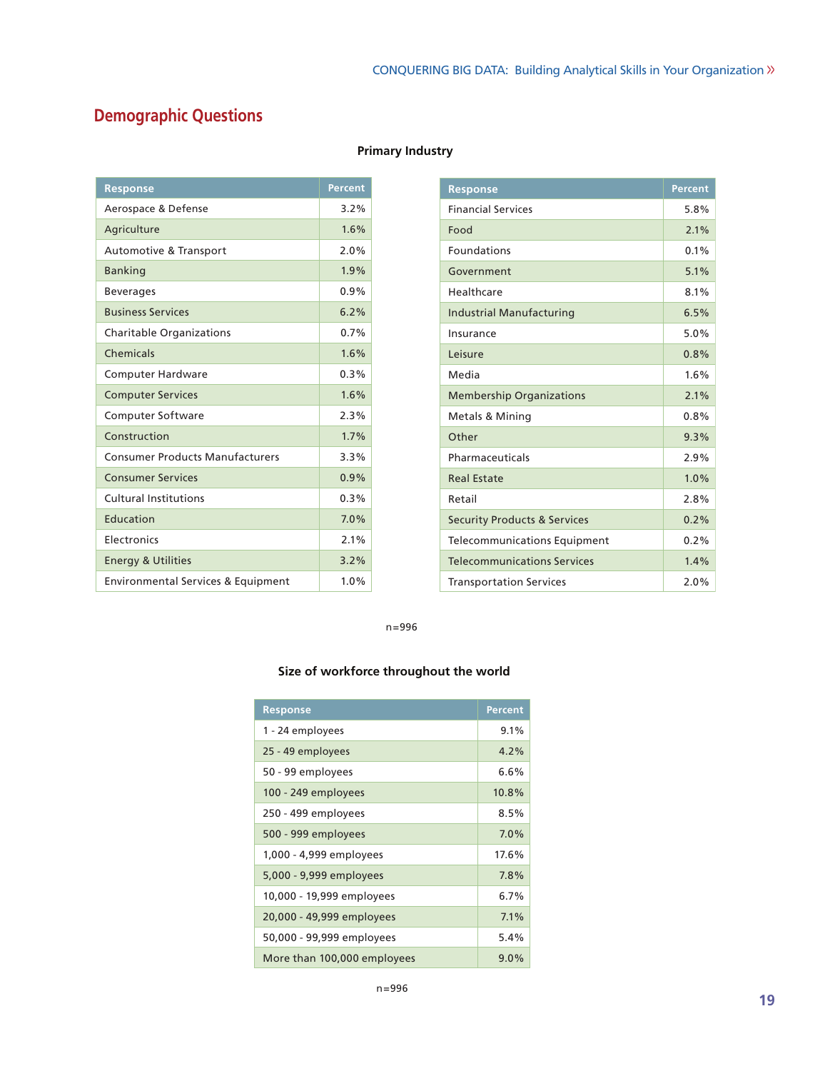## Demographic Questions

**Primary Industry**

| Response | Percent |
|---|---|
| Aerospace & Defense | 3.2% |
| Agriculture | 1.6% |
| Automotive & Transport | 2.0% |
| Banking | 1.9% |
| Beverages | 0.9% |
| Business Services | 6.2% |
| Charitable Organizations | 0.7% |
| Chemicals | 1.6% |
| Computer Hardware | 0.3% |
| Computer Services | 1.6% |
| Computer Software | 2.3% |
| Construction | 1.7% |
| Consumer Products Manufacturers | 3.3% |
| Consumer Services | 0.9% |
| Cultural Institutions | 0.3% |
| Education | 7.0% |
| Electronics | 2.1% |
| Energy & Utilities | 3.2% |
| Environmental Services & Equipment | 1.0% |

| Response | Percent |
|---|---|
| Financial Services | 5.8% |
| Food | 2.1% |
| Foundations | 0.1% |
| Government | 5.1% |
| Healthcare | 8.1% |
| Industrial Manufacturing | 6.5% |
| Insurance | 5.0% |
| Leisure | 0.8% |
| Media | 1.6% |
| Membership Organizations | 2.1% |
| Metals & Mining | 0.8% |
| Other | 9.3% |
| Pharmaceuticals | 2.9% |
| Real Estate | 1.0% |
| Retail | 2.8% |
| Security Products & Services | 0.2% |
| Telecommunications Equipment | 0.2% |
| Telecommunications Services | 1.4% |
| Transportation Services | 2.0% |

n=996

**Size of workforce throughout the world**

| Response | Percent |
|---|---|
| 1 - 24 employees | 9.1% |
| 25 - 49 employees | 4.2% |
| 50 - 99 employees | 6.6% |
| 100 - 249 employees | 10.8% |
| 250 - 499 employees | 8.5% |
| 500 - 999 employees | 7.0% |
| 1,000 - 4,999 employees | 17.6% |
| 5,000 - 9,999 employees | 7.8% |
| 10,000 - 19,999 employees | 6.7% |
| 20,000 - 49,999 employees | 7.1% |
| 50,000 - 99,999 employees | 5.4% |
| More than 100,000 employees | 9.0% |

n=996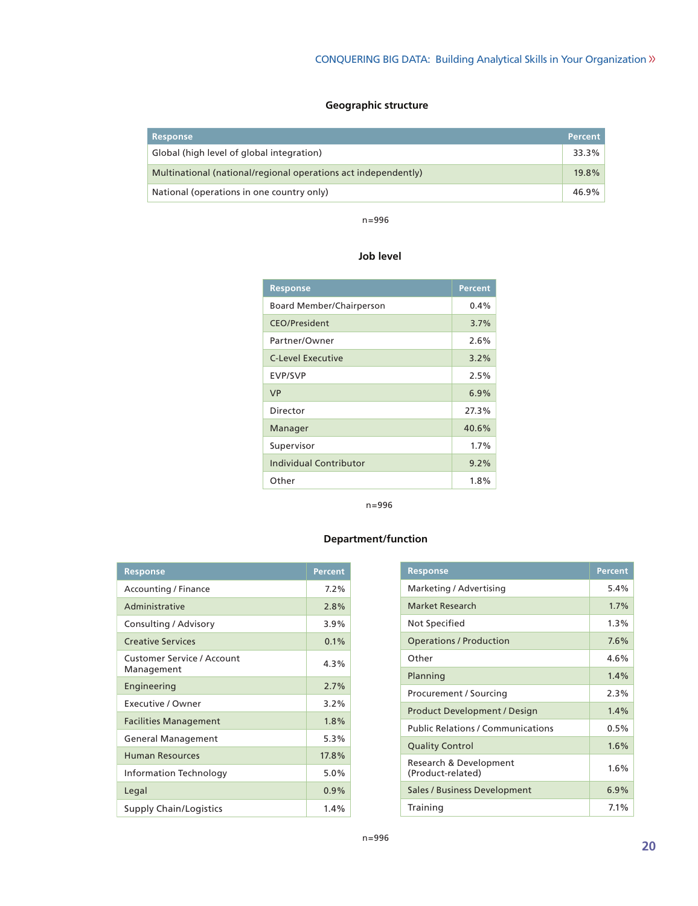### Geographic structure

| Response | Percent |
|---|---|
| Global (high level of global integration) | 33.3% |
| Multinational (national/regional operations act independently) | 19.8% |
| National (operations in one country only) | 46.9% |

n=996

### Job level

| Response | Percent |
|---|---|
| Board Member/Chairperson | 0.4% |
| CEO/President | 3.7% |
| Partner/Owner | 2.6% |
| C-Level Executive | 3.2% |
| EVP/SVP | 2.5% |
| VP | 6.9% |
| Director | 27.3% |
| Manager | 40.6% |
| Supervisor | 1.7% |
| Individual Contributor | 9.2% |
| Other | 1.8% |

n=996

### Department/function

| Response | Percent |
|---|---|
| Accounting / Finance | 7.2% |
| Administrative | 2.8% |
| Consulting / Advisory | 3.9% |
| Creative Services | 0.1% |
| Customer Service / Account Management | 4.3% |
| Engineering | 2.7% |
| Executive / Owner | 3.2% |
| Facilities Management | 1.8% |
| General Management | 5.3% |
| Human Resources | 17.8% |
| Information Technology | 5.0% |
| Legal | 0.9% |
| Supply Chain/Logistics | 1.4% |

| Response | Percent |
|---|---|
| Marketing / Advertising | 5.4% |
| Market Research | 1.7% |
| Not Specified | 1.3% |
| Operations / Production | 7.6% |
| Other | 4.6% |
| Planning | 1.4% |
| Procurement / Sourcing | 2.3% |
| Product Development / Design | 1.4% |
| Public Relations / Communications | 0.5% |
| Quality Control | 1.6% |
| Research & Development (Product-related) | 1.6% |
| Sales / Business Development | 6.9% |
| Training | 7.1% |

n=996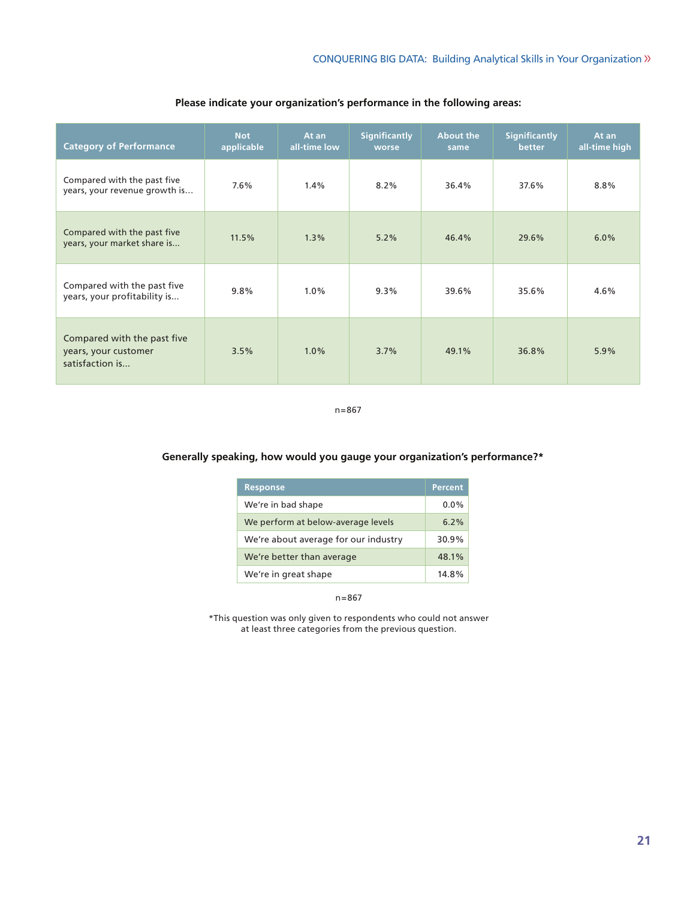**Please indicate your organization's performance in the following areas:**

| Category of Performance | Not applicable | At an all-time low | Significantly worse | About the same | Significantly better | At an all-time high |
|---|---|---|---|---|---|---|
| Compared with the past five years, your revenue growth is... | 7.6% | 1.4% | 8.2% | 36.4% | 37.6% | 8.8% |
| Compared with the past five years, your market share is... | 11.5% | 1.3% | 5.2% | 46.4% | 29.6% | 6.0% |
| Compared with the past five years, your profitability is... | 9.8% | 1.0% | 9.3% | 39.6% | 35.6% | 4.6% |
| Compared with the past five years, your customer satisfaction is... | 3.5% | 1.0% | 3.7% | 49.1% | 36.8% | 5.9% |

n=867

**Generally speaking, how would you gauge your organization's performance?***

| Response | Percent |
|---|---|
| We're in bad shape | 0.0% |
| We perform at below-average levels | 6.2% |
| We're about average for our industry | 30.9% |
| We're better than average | 48.1% |
| We're in great shape | 14.8% |

n=867

*This question was only given to respondents who could not answer at least three categories from the previous question.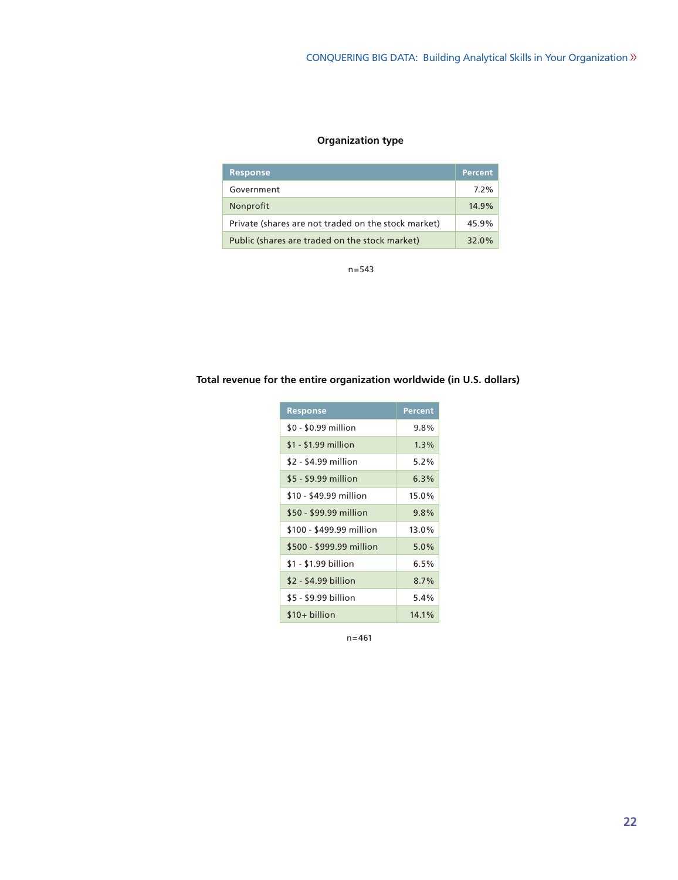### Organization type

| Response | Percent |
|---|---|
| Government | 7.2% |
| Nonprofit | 14.9% |
| Private (shares are not traded on the stock market) | 45.9% |
| Public (shares are traded on the stock market) | 32.0% |

n=543

### Total revenue for the entire organization worldwide (in U.S. dollars)

| Response | Percent |
|---|---|
| $0 - $0.99 million | 9.8% |
| $1 - $1.99 million | 1.3% |
| $2 - $4.99 million | 5.2% |
| $5 - $9.99 million | 6.3% |
| $10 - $49.99 million | 15.0% |
| $50 - $99.99 million | 9.8% |
| $100 - $499.99 million | 13.0% |
| $500 - $999.99 million | 5.0% |
| $1 - $1.99 billion | 6.5% |
| $2 - $4.99 billion | 8.7% |
| $5 - $9.99 billion | 5.4% |
| $10+ billion | 14.1% |

n=461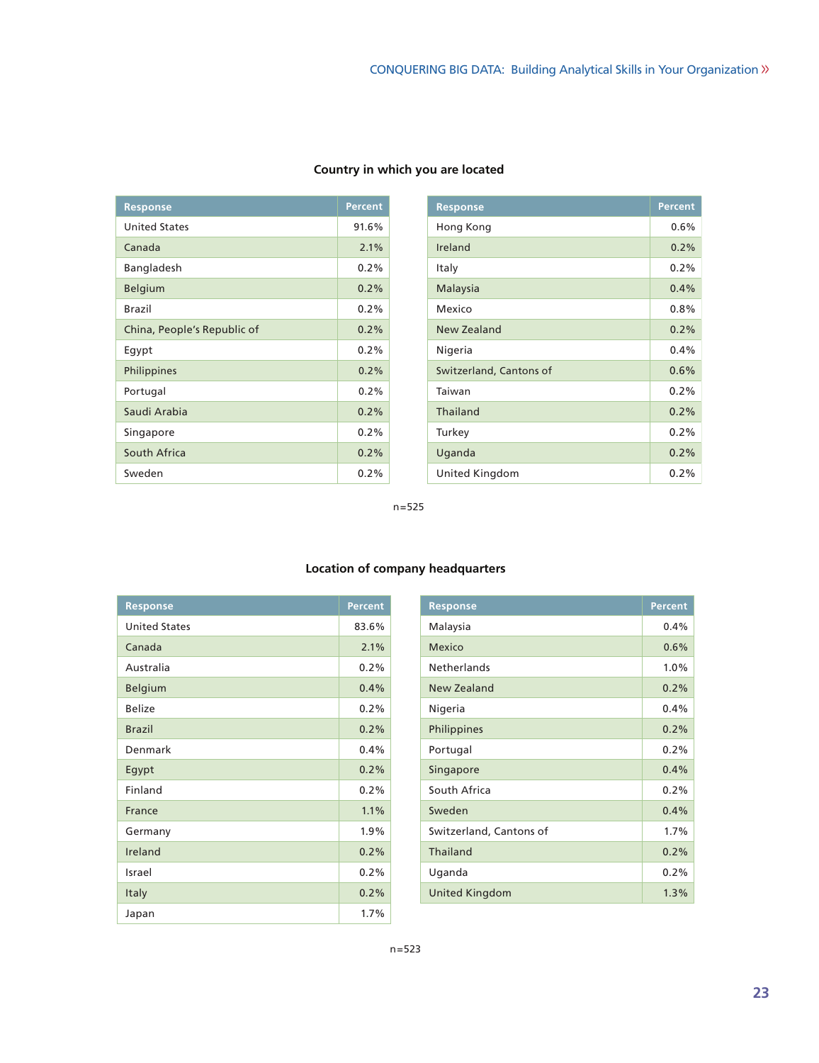### Country in which you are located

| Response | Percent |
| --- | --- |
| United States | 91.6% |
| Canada | 2.1% |
| Bangladesh | 0.2% |
| Belgium | 0.2% |
| Brazil | 0.2% |
| China, People's Republic of | 0.2% |
| Egypt | 0.2% |
| Philippines | 0.2% |
| Portugal | 0.2% |
| Saudi Arabia | 0.2% |
| Singapore | 0.2% |
| South Africa | 0.2% |
| Sweden | 0.2% |
| Hong Kong | 0.6% |
| Ireland | 0.2% |
| Italy | 0.2% |
| Malaysia | 0.4% |
| Mexico | 0.8% |
| New Zealand | 0.2% |
| Nigeria | 0.4% |
| Switzerland, Cantons of | 0.6% |
| Taiwan | 0.2% |
| Thailand | 0.2% |
| Turkey | 0.2% |
| Uganda | 0.2% |
| United Kingdom | 0.2% |

n=525

### Location of company headquarters

| Response | Percent |
| --- | --- |
| United States | 83.6% |
| Canada | 2.1% |
| Australia | 0.2% |
| Belgium | 0.4% |
| Belize | 0.2% |
| Brazil | 0.2% |
| Denmark | 0.4% |
| Egypt | 0.2% |
| Finland | 0.2% |
| France | 1.1% |
| Germany | 1.9% |
| Ireland | 0.2% |
| Israel | 0.2% |
| Italy | 0.2% |
| Japan | 1.7% |
| Malaysia | 0.4% |
| Mexico | 0.6% |
| Netherlands | 1.0% |
| New Zealand | 0.2% |
| Nigeria | 0.4% |
| Philippines | 0.2% |
| Portugal | 0.2% |
| Singapore | 0.4% |
| South Africa | 0.2% |
| Sweden | 0.4% |
| Switzerland, Cantons of | 1.7% |
| Thailand | 0.2% |
| Uganda | 0.2% |
| United Kingdom | 1.3% |

n=523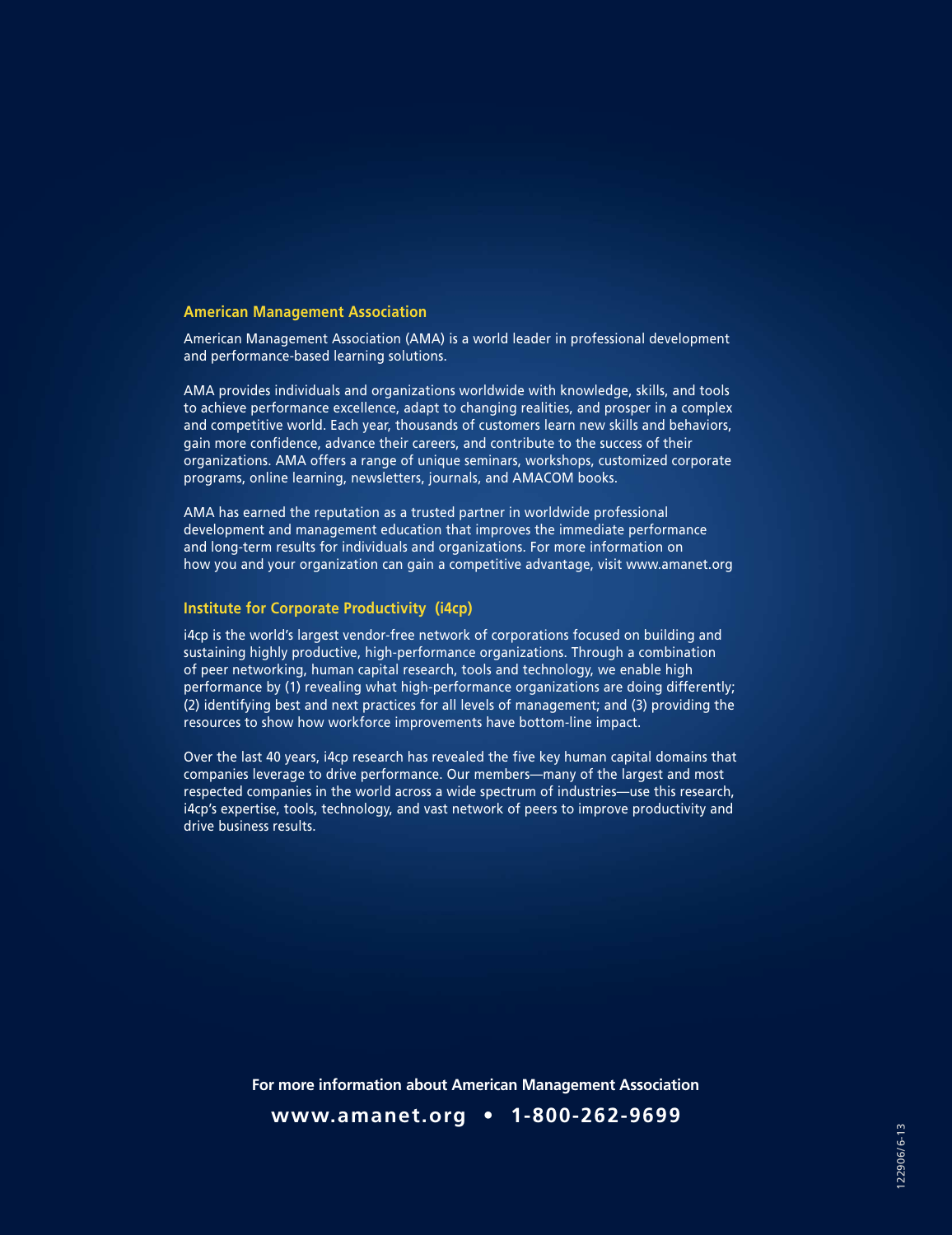## American Management Association

American Management Association (AMA) is a world leader in professional development and performance-based learning solutions.

AMA provides individuals and organizations worldwide with knowledge, skills, and tools to achieve performance excellence, adapt to changing realities, and prosper in a complex and competitive world. Each year, thousands of customers learn new skills and behaviors, gain more confidence, advance their careers, and contribute to the success of their organizations. AMA offers a range of unique seminars, workshops, customized corporate programs, online learning, newsletters, journals, and AMACOM books.

AMA has earned the reputation as a trusted partner in worldwide professional development and management education that improves the immediate performance and long-term results for individuals and organizations. For more information on how you and your organization can gain a competitive advantage, visit www.amanet.org

## Institute for Corporate Productivity (i4cp)

i4cp is the world's largest vendor-free network of corporations focused on building and sustaining highly productive, high-performance organizations. Through a combination of peer networking, human capital research, tools and technology, we enable high performance by (1) revealing what high-performance organizations are doing differently; (2) identifying best and next practices for all levels of management; and (3) providing the resources to show how workforce improvements have bottom-line impact.

Over the last 40 years, i4cp research has revealed the five key human capital domains that companies leverage to drive performance. Our members—many of the largest and most respected companies in the world across a wide spectrum of industries—use this research, i4cp's expertise, tools, technology, and vast network of peers to improve productivity and drive business results.

**For more information about American Management Association**

**www.amanet.org • 1-800-262-9699**

122906/6-13